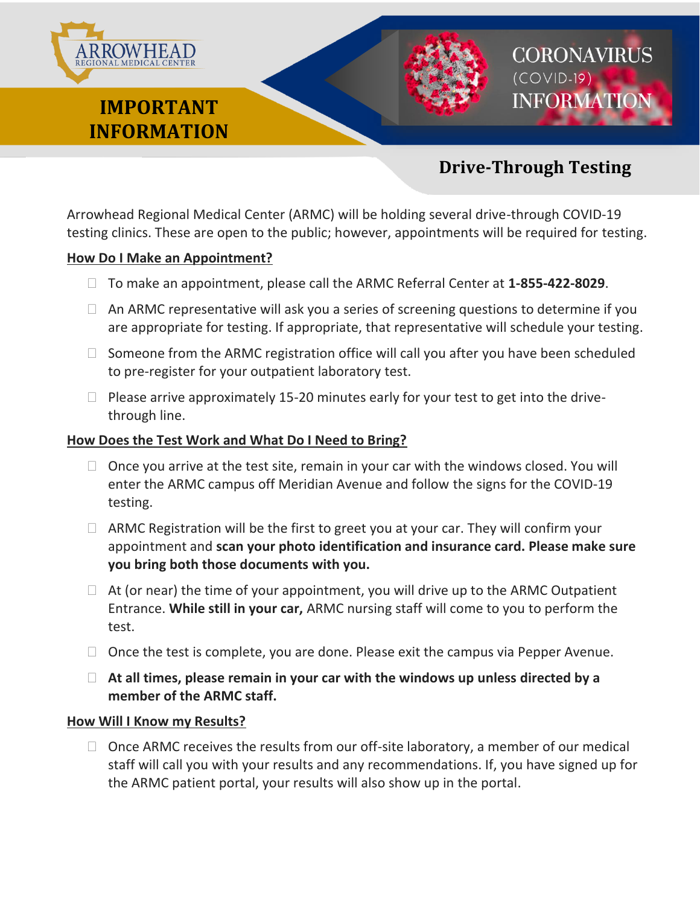ARROWHEAD REGIONAL MEDICAL CENTER

# IMPORTANT INFORMATION

CORONAVIRUS (COVID-19) INFORMATION

## Drive-Through Testing

Arrowhead Regional Medical Center (ARMC) will be holding several drive-through COVID-19 testing clinics. These are open to the public; however, appointments will be required for testing.

### How Do I Make an Appointment?

- To make an appointment, please call the ARMC Referral Center at **1-855-422-8029**.
- An ARMC representative will ask you a series of screening questions to determine if you are appropriate for testing. If appropriate, that representative will schedule your testing.
- Someone from the ARMC registration office will call you after you have been scheduled to pre-register for your outpatient laboratory test.
- Please arrive approximately 15-20 minutes early for your test to get into the drive-through line.

### How Does the Test Work and What Do I Need to Bring?

- Once you arrive at the test site, remain in your car with the windows closed. You will enter the ARMC campus off Meridian Avenue and follow the signs for the COVID-19 testing.
- ARMC Registration will be the first to greet you at your car. They will confirm your appointment and **scan your photo identification and insurance card. Please make sure you bring both those documents with you.**
- At (or near) the time of your appointment, you will drive up to the ARMC Outpatient Entrance. **While still in your car,** ARMC nursing staff will come to you to perform the test.
- Once the test is complete, you are done. Please exit the campus via Pepper Avenue.
- **At all times, please remain in your car with the windows up unless directed by a member of the ARMC staff.**

### How Will I Know my Results?

- Once ARMC receives the results from our off-site laboratory, a member of our medical staff will call you with your results and any recommendations. If, you have signed up for the ARMC patient portal, your results will also show up in the portal.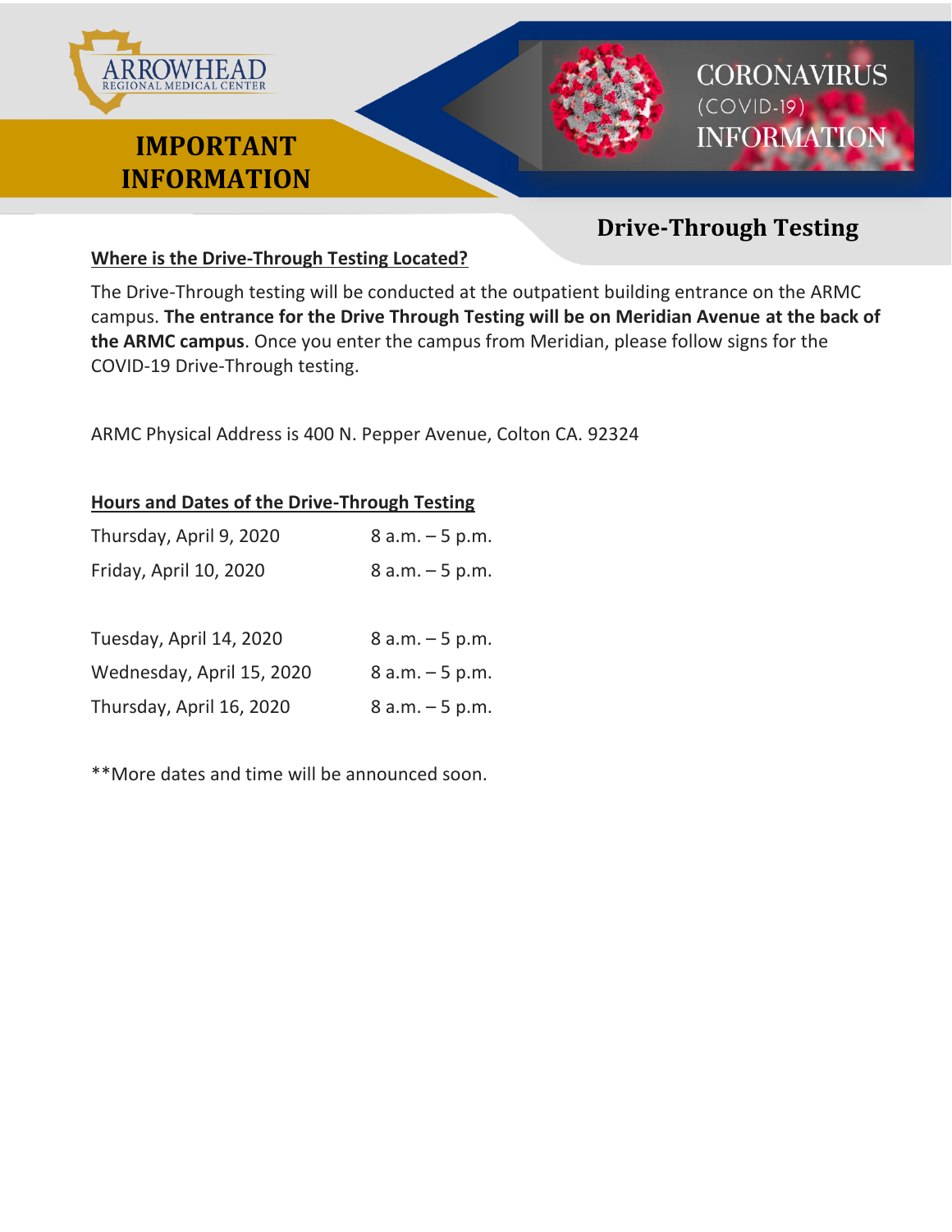ARROWHEAD
REGIONAL MEDICAL CENTER

# IMPORTANT INFORMATION

CORONAVIRUS (COVID-19) INFORMATION

## Drive-Through Testing

**Where is the Drive-Through Testing Located?**

The Drive-Through testing will be conducted at the outpatient building entrance on the ARMC campus. **The entrance for the Drive Through Testing will be on Meridian Avenue at the back of the ARMC campus**. Once you enter the campus from Meridian, please follow signs for the COVID-19 Drive-Through testing.

ARMC Physical Address is 400 N. Pepper Avenue, Colton CA. 92324

**Hours and Dates of the Drive-Through Testing**

| | |
|---|---|
| Thursday, April 9, 2020 | 8 a.m. – 5 p.m. |
| Friday, April 10, 2020 | 8 a.m. – 5 p.m. |
| | |
| Tuesday, April 14, 2020 | 8 a.m. – 5 p.m. |
| Wednesday, April 15, 2020 | 8 a.m. – 5 p.m. |
| Thursday, April 16, 2020 | 8 a.m. – 5 p.m. |

**More dates and time will be announced soon.